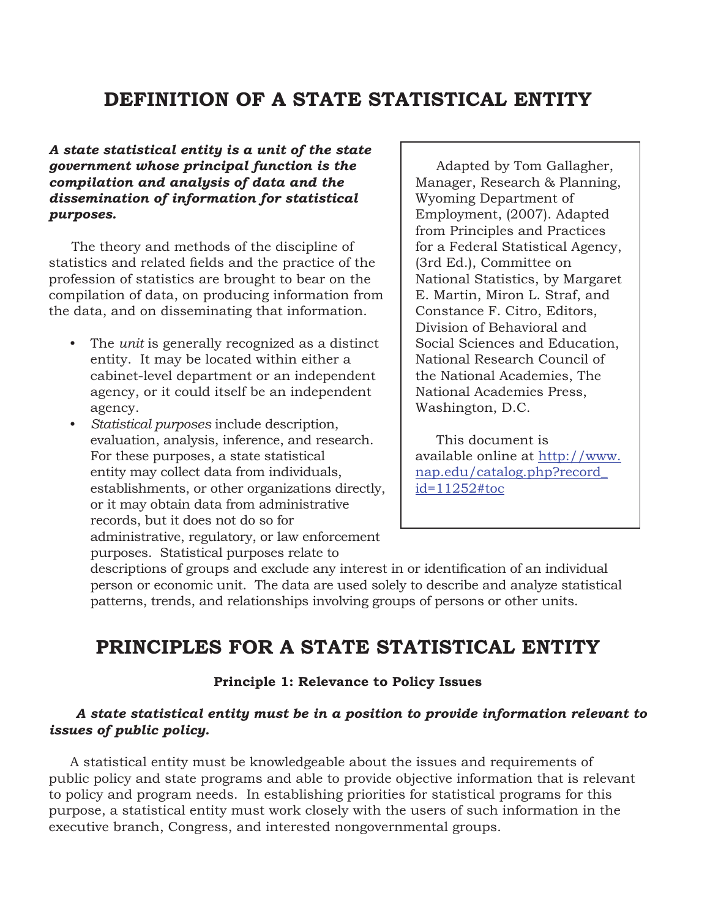# DEFINITION OF A STATE STATISTICAL ENTITY

***A state statistical entity is a unit of the state government whose principal function is the compilation and analysis of data and the dissemination of information for statistical purposes.***

The theory and methods of the discipline of statistics and related fields and the practice of the profession of statistics are brought to bear on the compilation of data, on producing information from the data, and on disseminating that information.

- The *unit* is generally recognized as a distinct entity. It may be located within either a cabinet-level department or an independent agency, or it could itself be an independent agency.
- *Statistical purposes* include description, evaluation, analysis, inference, and research. For these purposes, a state statistical entity may collect data from individuals, establishments, or other organizations directly, or it may obtain data from administrative records, but it does not do so for administrative, regulatory, or law enforcement purposes. Statistical purposes relate to descriptions of groups and exclude any interest in or identification of an individual person or economic unit. The data are used solely to describe and analyze statistical patterns, trends, and relationships involving groups of persons or other units.

> Adapted by Tom Gallagher, Manager, Research & Planning, Wyoming Department of Employment, (2007). Adapted from Principles and Practices for a Federal Statistical Agency, (3rd Ed.), Committee on National Statistics, by Margaret E. Martin, Miron L. Straf, and Constance F. Citro, Editors, Division of Behavioral and Social Sciences and Education, National Research Council of the National Academies, The National Academies Press, Washington, D.C.
>
> This document is available online at http://www.nap.edu/catalog.php?record_id=11252#toc

# PRINCIPLES FOR A STATE STATISTICAL ENTITY

### Principle 1: Relevance to Policy Issues

***A state statistical entity must be in a position to provide information relevant to issues of public policy.***

A statistical entity must be knowledgeable about the issues and requirements of public policy and state programs and able to provide objective information that is relevant to policy and program needs. In establishing priorities for statistical programs for this purpose, a statistical entity must work closely with the users of such information in the executive branch, Congress, and interested nongovernmental groups.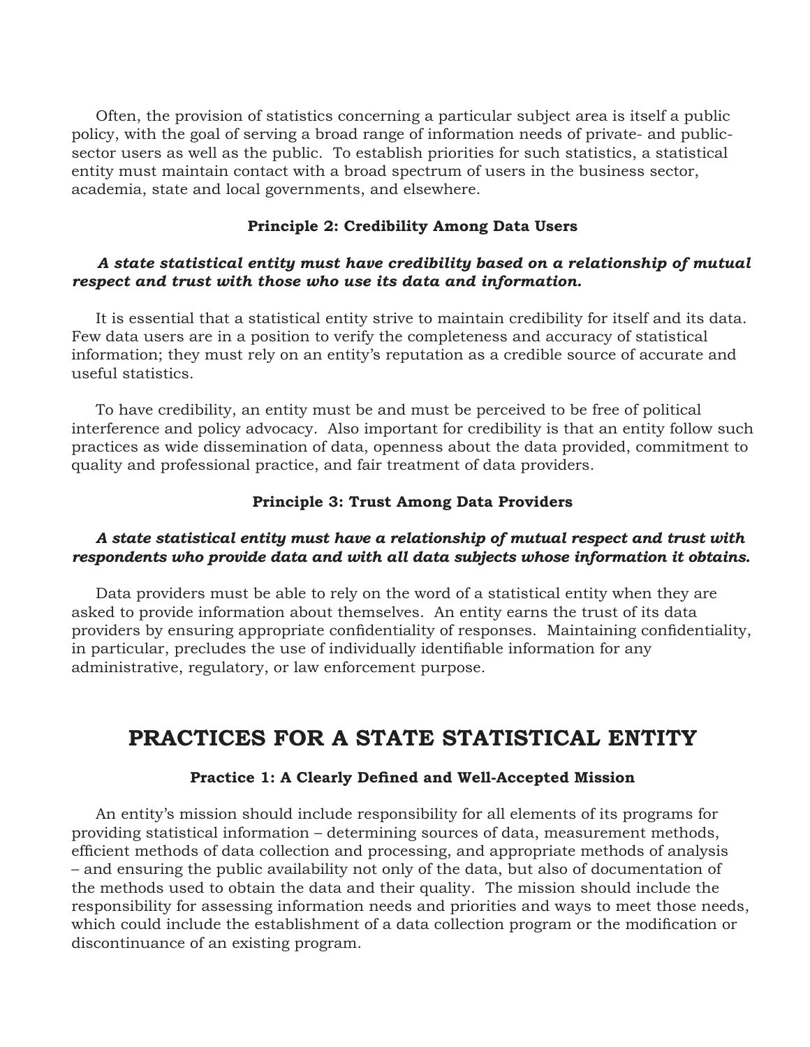Often, the provision of statistics concerning a particular subject area is itself a public policy, with the goal of serving a broad range of information needs of private- and public-sector users as well as the public. To establish priorities for such statistics, a statistical entity must maintain contact with a broad spectrum of users in the business sector, academia, state and local governments, and elsewhere.

### Principle 2: Credibility Among Data Users

***A state statistical entity must have credibility based on a relationship of mutual respect and trust with those who use its data and information.***

It is essential that a statistical entity strive to maintain credibility for itself and its data. Few data users are in a position to verify the completeness and accuracy of statistical information; they must rely on an entity's reputation as a credible source of accurate and useful statistics.

To have credibility, an entity must be and must be perceived to be free of political interference and policy advocacy. Also important for credibility is that an entity follow such practices as wide dissemination of data, openness about the data provided, commitment to quality and professional practice, and fair treatment of data providers.

### Principle 3: Trust Among Data Providers

***A state statistical entity must have a relationship of mutual respect and trust with respondents who provide data and with all data subjects whose information it obtains.***

Data providers must be able to rely on the word of a statistical entity when they are asked to provide information about themselves. An entity earns the trust of its data providers by ensuring appropriate confidentiality of responses. Maintaining confidentiality, in particular, precludes the use of individually identifiable information for any administrative, regulatory, or law enforcement purpose.

## PRACTICES FOR A STATE STATISTICAL ENTITY

### Practice 1: A Clearly Defined and Well-Accepted Mission

An entity's mission should include responsibility for all elements of its programs for providing statistical information – determining sources of data, measurement methods, efficient methods of data collection and processing, and appropriate methods of analysis – and ensuring the public availability not only of the data, but also of documentation of the methods used to obtain the data and their quality. The mission should include the responsibility for assessing information needs and priorities and ways to meet those needs, which could include the establishment of a data collection program or the modification or discontinuance of an existing program.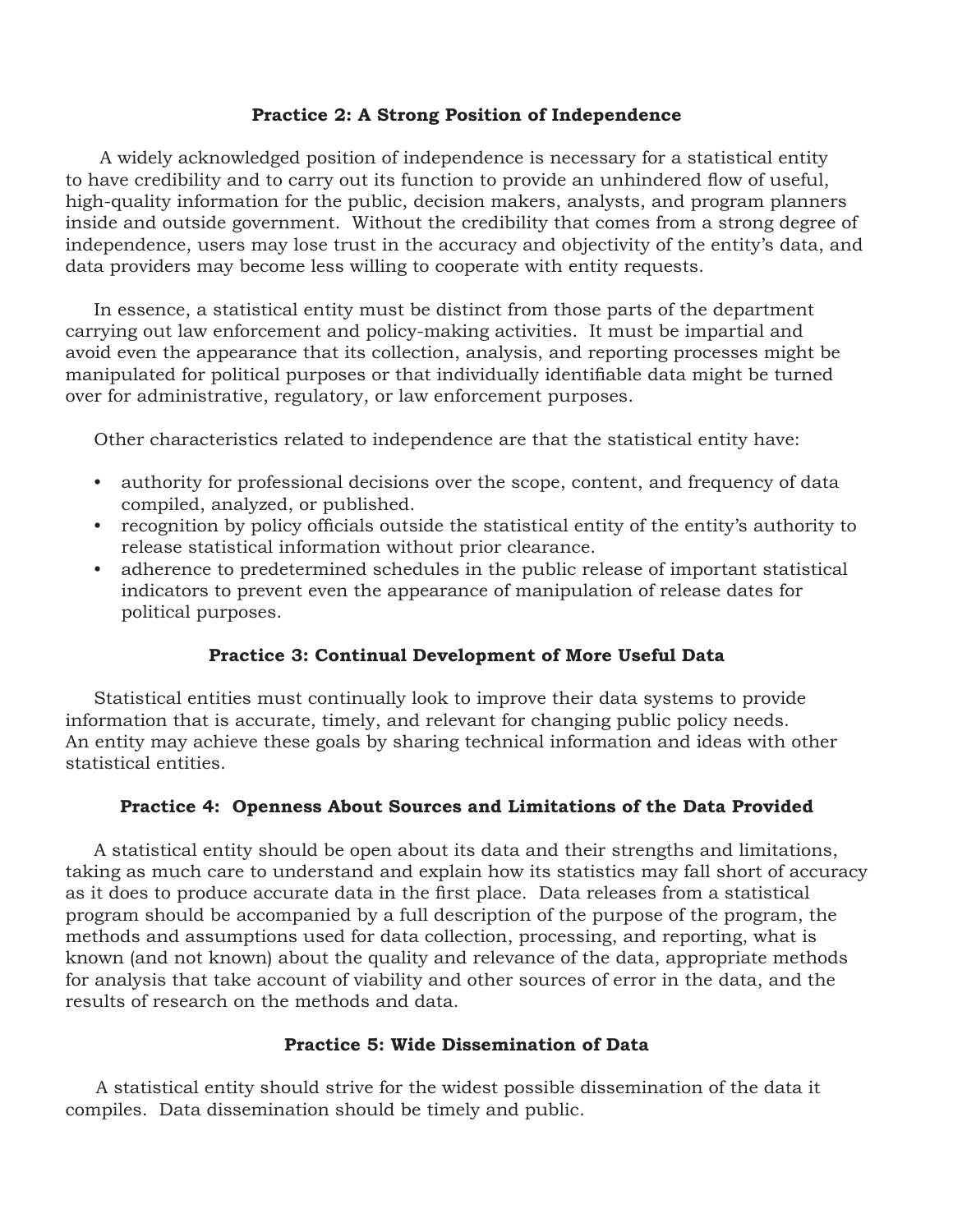### Practice 2: A Strong Position of Independence

A widely acknowledged position of independence is necessary for a statistical entity to have credibility and to carry out its function to provide an unhindered flow of useful, high-quality information for the public, decision makers, analysts, and program planners inside and outside government. Without the credibility that comes from a strong degree of independence, users may lose trust in the accuracy and objectivity of the entity's data, and data providers may become less willing to cooperate with entity requests.

In essence, a statistical entity must be distinct from those parts of the department carrying out law enforcement and policy-making activities. It must be impartial and avoid even the appearance that its collection, analysis, and reporting processes might be manipulated for political purposes or that individually identifiable data might be turned over for administrative, regulatory, or law enforcement purposes.

Other characteristics related to independence are that the statistical entity have:

- authority for professional decisions over the scope, content, and frequency of data compiled, analyzed, or published.
- recognition by policy officials outside the statistical entity of the entity's authority to release statistical information without prior clearance.
- adherence to predetermined schedules in the public release of important statistical indicators to prevent even the appearance of manipulation of release dates for political purposes.

### Practice 3: Continual Development of More Useful Data

Statistical entities must continually look to improve their data systems to provide information that is accurate, timely, and relevant for changing public policy needs. An entity may achieve these goals by sharing technical information and ideas with other statistical entities.

### Practice 4: Openness About Sources and Limitations of the Data Provided

A statistical entity should be open about its data and their strengths and limitations, taking as much care to understand and explain how its statistics may fall short of accuracy as it does to produce accurate data in the first place. Data releases from a statistical program should be accompanied by a full description of the purpose of the program, the methods and assumptions used for data collection, processing, and reporting, what is known (and not known) about the quality and relevance of the data, appropriate methods for analysis that take account of viability and other sources of error in the data, and the results of research on the methods and data.

### Practice 5: Wide Dissemination of Data

A statistical entity should strive for the widest possible dissemination of the data it compiles. Data dissemination should be timely and public.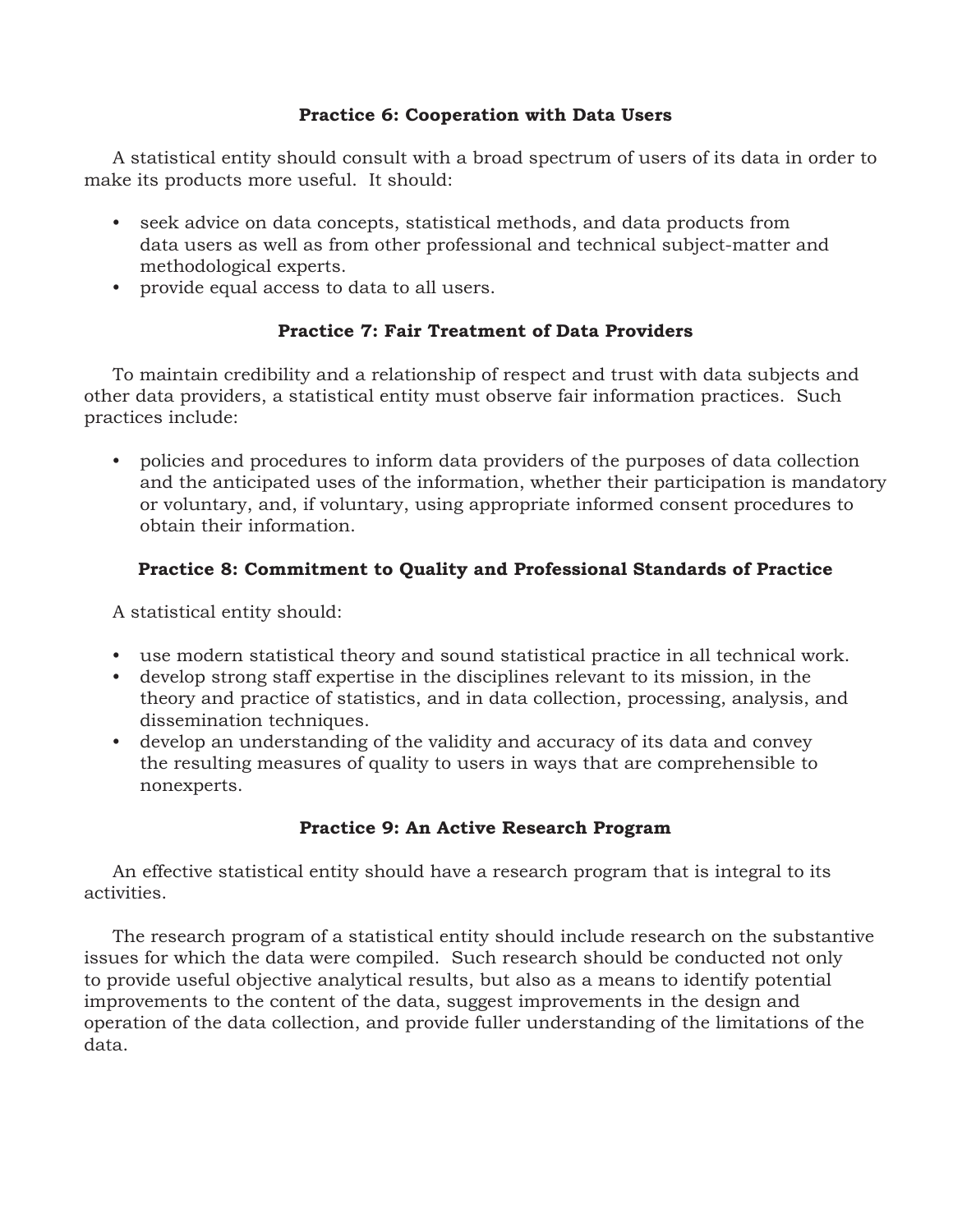### Practice 6: Cooperation with Data Users

A statistical entity should consult with a broad spectrum of users of its data in order to make its products more useful. It should:

- seek advice on data concepts, statistical methods, and data products from data users as well as from other professional and technical subject-matter and methodological experts.
- provide equal access to data to all users.

### Practice 7: Fair Treatment of Data Providers

To maintain credibility and a relationship of respect and trust with data subjects and other data providers, a statistical entity must observe fair information practices. Such practices include:

- policies and procedures to inform data providers of the purposes of data collection and the anticipated uses of the information, whether their participation is mandatory or voluntary, and, if voluntary, using appropriate informed consent procedures to obtain their information.

### Practice 8: Commitment to Quality and Professional Standards of Practice

A statistical entity should:

- use modern statistical theory and sound statistical practice in all technical work.
- develop strong staff expertise in the disciplines relevant to its mission, in the theory and practice of statistics, and in data collection, processing, analysis, and dissemination techniques.
- develop an understanding of the validity and accuracy of its data and convey the resulting measures of quality to users in ways that are comprehensible to nonexperts.

### Practice 9: An Active Research Program

An effective statistical entity should have a research program that is integral to its activities.

The research program of a statistical entity should include research on the substantive issues for which the data were compiled. Such research should be conducted not only to provide useful objective analytical results, but also as a means to identify potential improvements to the content of the data, suggest improvements in the design and operation of the data collection, and provide fuller understanding of the limitations of the data.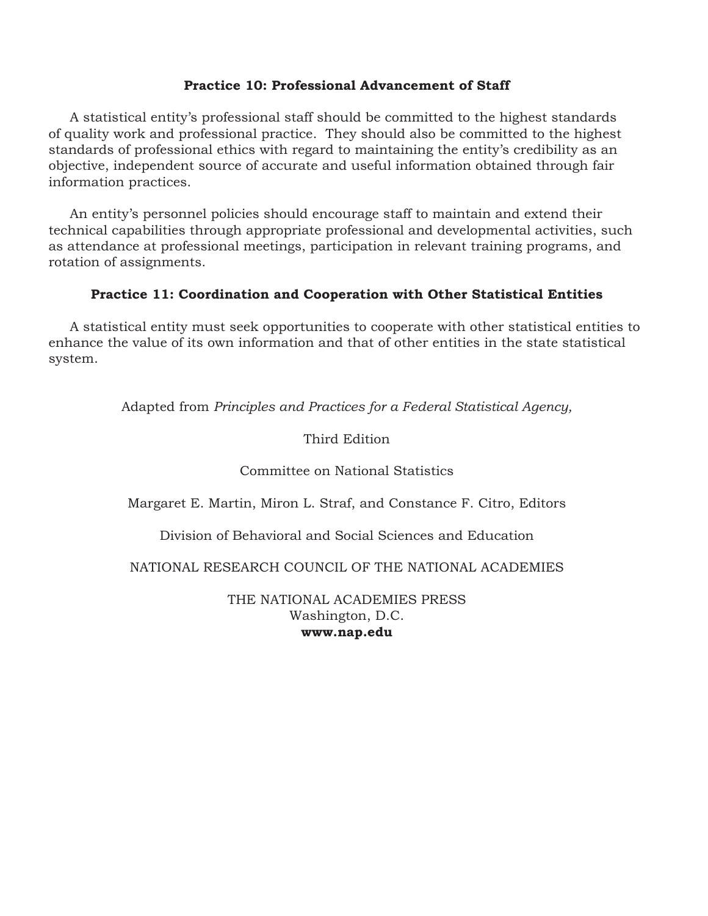### Practice 10: Professional Advancement of Staff

A statistical entity's professional staff should be committed to the highest standards of quality work and professional practice. They should also be committed to the highest standards of professional ethics with regard to maintaining the entity's credibility as an objective, independent source of accurate and useful information obtained through fair information practices.

An entity's personnel policies should encourage staff to maintain and extend their technical capabilities through appropriate professional and developmental activities, such as attendance at professional meetings, participation in relevant training programs, and rotation of assignments.

### Practice 11: Coordination and Cooperation with Other Statistical Entities

A statistical entity must seek opportunities to cooperate with other statistical entities to enhance the value of its own information and that of other entities in the state statistical system.

Adapted from *Principles and Practices for a Federal Statistical Agency,*

Third Edition

Committee on National Statistics

Margaret E. Martin, Miron L. Straf, and Constance F. Citro, Editors

Division of Behavioral and Social Sciences and Education

NATIONAL RESEARCH COUNCIL OF THE NATIONAL ACADEMIES

THE NATIONAL ACADEMIES PRESS
Washington, D.C.
**www.nap.edu**